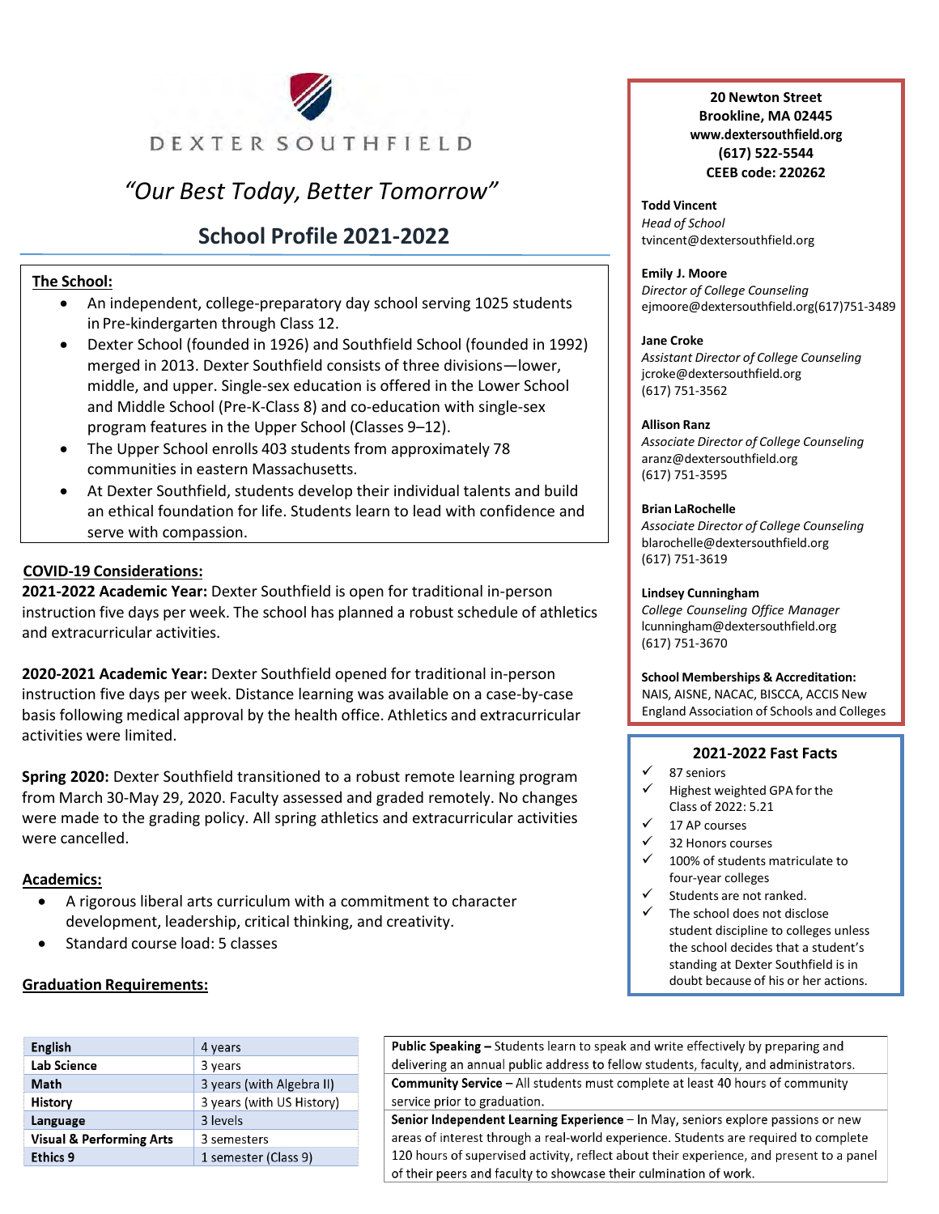DEXTER SOUTHFIELD

*"Our Best Today, Better Tomorrow"*

# School Profile 2021-2022

## The School:

- An independent, college-preparatory day school serving 1025 students in Pre-kindergarten through Class 12.
- Dexter School (founded in 1926) and Southfield School (founded in 1992) merged in 2013. Dexter Southfield consists of three divisions—lower, middle, and upper. Single-sex education is offered in the Lower School and Middle School (Pre-K-Class 8) and co-education with single-sex program features in the Upper School (Classes 9–12).
- The Upper School enrolls 403 students from approximately 78 communities in eastern Massachusetts.
- At Dexter Southfield, students develop their individual talents and build an ethical foundation for life. Students learn to lead with confidence and serve with compassion.

## COVID-19 Considerations:

**2021-2022 Academic Year:** Dexter Southfield is open for traditional in-person instruction five days per week. The school has planned a robust schedule of athletics and extracurricular activities.

**2020-2021 Academic Year:** Dexter Southfield opened for traditional in-person instruction five days per week. Distance learning was available on a case-by-case basis following medical approval by the health office. Athletics and extracurricular activities were limited.

**Spring 2020:** Dexter Southfield transitioned to a robust remote learning program from March 30-May 29, 2020. Faculty assessed and graded remotely. No changes were made to the grading policy. All spring athletics and extracurricular activities were cancelled.

## Academics:

- A rigorous liberal arts curriculum with a commitment to character development, leadership, critical thinking, and creativity.
- Standard course load: 5 classes

## Graduation Requirements:

| | |
|---|---|
| **English** | 4 years |
| **Lab Science** | 3 years |
| **Math** | 3 years (with Algebra II) |
| **History** | 3 years (with US History) |
| **Language** | 3 levels |
| **Visual & Performing Arts** | 3 semesters |
| **Ethics 9** | 1 semester (Class 9) |

**Public Speaking –** Students learn to speak and write effectively by preparing and delivering an annual public address to fellow students, faculty, and administrators.

**Community Service** – All students must complete at least 40 hours of community service prior to graduation.

**Senior Independent Learning Experience** – In May, seniors explore passions or new areas of interest through a real-world experience. Students are required to complete 120 hours of supervised activity, reflect about their experience, and present to a panel of their peers and faculty to showcase their culmination of work.

**20 Newton Street**
**Brookline, MA 02445**
**www.dextersouthfield.org**
**(617) 522-5544**
**CEEB code: 220262**

**Todd Vincent**
*Head of School*
tvincent@dextersouthfield.org

**Emily J. Moore**
*Director of College Counseling*
ejmoore@dextersouthfield.org(617)751-3489

**Jane Croke**
*Assistant Director of College Counseling*
jcroke@dextersouthfield.org
(617) 751-3562

**Allison Ranz**
*Associate Director of College Counseling*
aranz@dextersouthfield.org
(617) 751-3595

**Brian LaRochelle**
*Associate Director of College Counseling*
blarochelle@dextersouthfield.org
(617) 751-3619

**Lindsey Cunningham**
*College Counseling Office Manager*
lcunningham@dextersouthfield.org
(617) 751-3670

**School Memberships & Accreditation:**
NAIS, AISNE, NACAC, BISCCA, ACCIS New England Association of Schools and Colleges

### 2021-2022 Fast Facts

- ✓ 87 seniors
- ✓ Highest weighted GPA for the Class of 2022: 5.21
- ✓ 17 AP courses
- ✓ 32 Honors courses
- ✓ 100% of students matriculate to four-year colleges
- ✓ Students are not ranked.
- ✓ The school does not disclose student discipline to colleges unless the school decides that a student's standing at Dexter Southfield is in doubt because of his or her actions.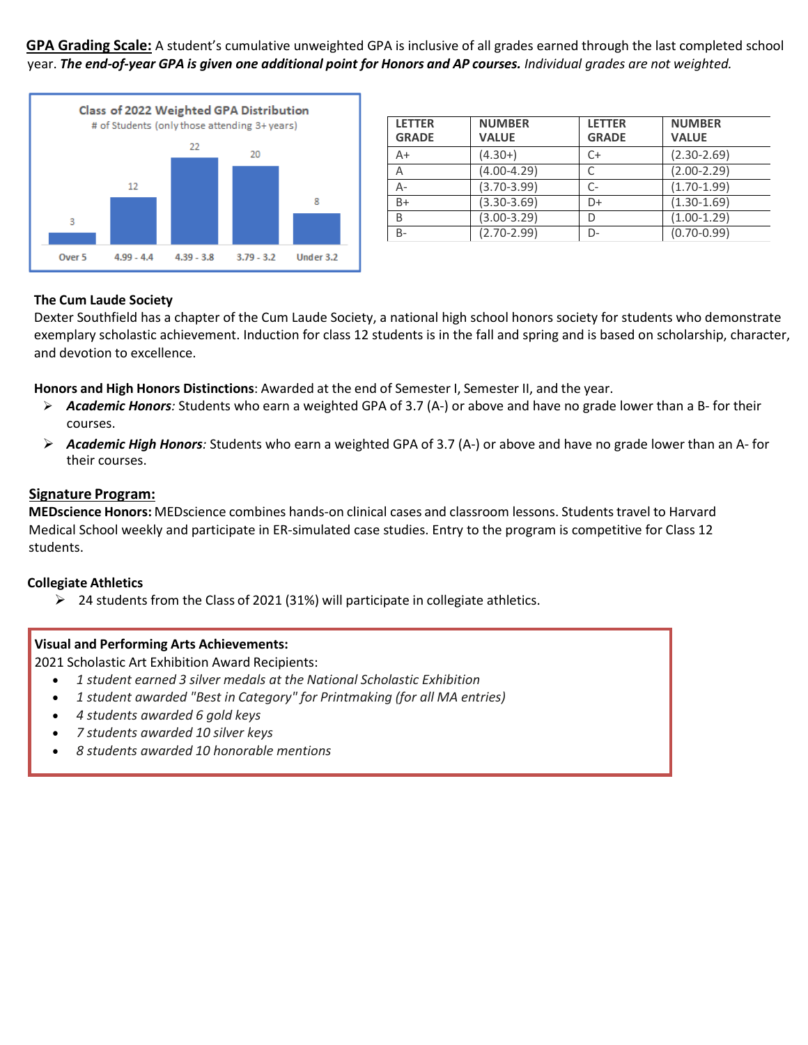**GPA Grading Scale:** A student's cumulative unweighted GPA is inclusive of all grades earned through the last completed school year. ***The end-of-year GPA is given one additional point for Honors and AP courses.*** *Individual grades are not weighted.*

**Class of 2022 Weighted GPA Distribution**
\# of Students (only those attending 3+ years)

| Over 5 | 4.99 - 4.4 | 4.39 - 3.8 | 3.79 - 3.2 | Under 3.2 |
|---|---|---|---|---|
| 3 | 12 | 22 | 20 | 8 |

| LETTER GRADE | NUMBER VALUE | LETTER GRADE | NUMBER VALUE |
|---|---|---|---|
| A+ | (4.30+) | C+ | (2.30-2.69) |
| A | (4.00-4.29) | C | (2.00-2.29) |
| A- | (3.70-3.99) | C- | (1.70-1.99) |
| B+ | (3.30-3.69) | D+ | (1.30-1.69) |
| B | (3.00-3.29) | D | (1.00-1.29) |
| B- | (2.70-2.99) | D- | (0.70-0.99) |

**The Cum Laude Society**
Dexter Southfield has a chapter of the Cum Laude Society, a national high school honors society for students who demonstrate exemplary scholastic achievement. Induction for class 12 students is in the fall and spring and is based on scholarship, character, and devotion to excellence.

**Honors and High Honors Distinctions**: Awarded at the end of Semester I, Semester II, and the year.

- ***Academic Honors****:* Students who earn a weighted GPA of 3.7 (A-) or above and have no grade lower than a B- for their courses.
- ***Academic High Honors****:* Students who earn a weighted GPA of 3.7 (A-) or above and have no grade lower than an A- for their courses.

## Signature Program:

**MEDscience Honors:** MEDscience combines hands-on clinical cases and classroom lessons. Students travel to Harvard Medical School weekly and participate in ER-simulated case studies. Entry to the program is competitive for Class 12 students.

**Collegiate Athletics**

- 24 students from the Class of 2021 (31%) will participate in collegiate athletics.

**Visual and Performing Arts Achievements:**
2021 Scholastic Art Exhibition Award Recipients:

- *1 student earned 3 silver medals at the National Scholastic Exhibition*
- *1 student awarded "Best in Category" for Printmaking (for all MA entries)*
- *4 students awarded 6 gold keys*
- *7 students awarded 10 silver keys*
- *8 students awarded 10 honorable mentions*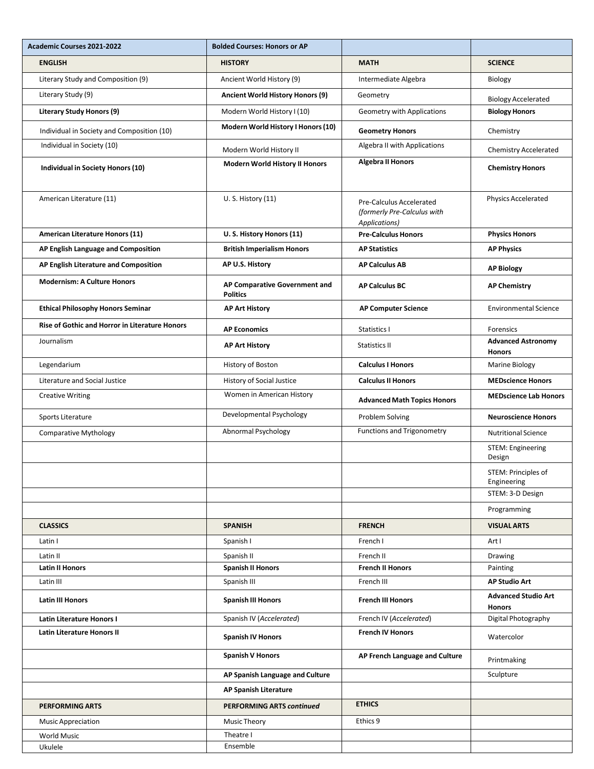| **Academic Courses 2021-2022** | **Bolded Courses: Honors or AP** | | |
|---|---|---|---|
| **ENGLISH** | **HISTORY** | **MATH** | **SCIENCE** |
| Literary Study and Composition (9) | Ancient World History (9) | Intermediate Algebra | Biology |
| Literary Study (9) | **Ancient World History Honors (9)** | Geometry | Biology Accelerated |
| **Literary Study Honors (9)** | Modern World History I (10) | Geometry with Applications | **Biology Honors** |
| Individual in Society and Composition (10) | **Modern World History I Honors (10)** | **Geometry Honors** | Chemistry |
| Individual in Society (10) | Modern World History II | Algebra II with Applications | Chemistry Accelerated |
| **Individual in Society Honors (10)** | **Modern World History II Honors** | **Algebra II Honors** | **Chemistry Honors** |
| American Literature (11) | U. S. History (11) | Pre-Calculus Accelerated *(formerly Pre-Calculus with Applications)* | Physics Accelerated |
| **American Literature Honors (11)** | **U. S. History Honors (11)** | **Pre-Calculus Honors** | **Physics Honors** |
| **AP English Language and Composition** | **British Imperialism Honors** | **AP Statistics** | **AP Physics** |
| **AP English Literature and Composition** | **AP U.S. History** | **AP Calculus AB** | **AP Biology** |
| **Modernism: A Culture Honors** | **AP Comparative Government and Politics** | **AP Calculus BC** | **AP Chemistry** |
| **Ethical Philosophy Honors Seminar** | **AP Art History** | **AP Computer Science** | Environmental Science |
| **Rise of Gothic and Horror in Literature Honors** | **AP Economics** | Statistics I | Forensics |
| Journalism | **AP Art History** | Statistics II | **Advanced Astronomy Honors** |
| Legendarium | History of Boston | **Calculus I Honors** | Marine Biology |
| Literature and Social Justice | History of Social Justice | **Calculus II Honors** | **MEDscience Honors** |
| Creative Writing | Women in American History | **Advanced Math Topics Honors** | **MEDscience Lab Honors** |
| Sports Literature | Developmental Psychology | Problem Solving | **Neuroscience Honors** |
| Comparative Mythology | Abnormal Psychology | Functions and Trigonometry | Nutritional Science |
| | | | STEM: Engineering Design |
| | | | STEM: Principles of Engineering |
| | | | STEM: 3-D Design |
| | | | Programming |
| **CLASSICS** | **SPANISH** | **FRENCH** | **VISUAL ARTS** |
| Latin I | Spanish I | French I | Art I |
| Latin II | Spanish II | French II | Drawing |
| **Latin II Honors** | **Spanish II Honors** | **French II Honors** | Painting |
| Latin III | Spanish III | French III | **AP Studio Art** |
| **Latin III Honors** | **Spanish III Honors** | **French III Honors** | **Advanced Studio Art Honors** |
| **Latin Literature Honors I** | Spanish IV (*Accelerated*) | French IV (*Accelerated*) | Digital Photography |
| **Latin Literature Honors II** | **Spanish IV Honors** | **French IV Honors** | Watercolor |
| | **Spanish V Honors** | **AP French Language and Culture** | Printmaking |
| | **AP Spanish Language and Culture** | | Sculpture |
| | **AP Spanish Literature** | | |
| **PERFORMING ARTS** | **PERFORMING ARTS *continued*** | **ETHICS** | |
| Music Appreciation | Music Theory | Ethics 9 | |
| World Music | Theatre I | | |
| Ukulele | Ensemble | | |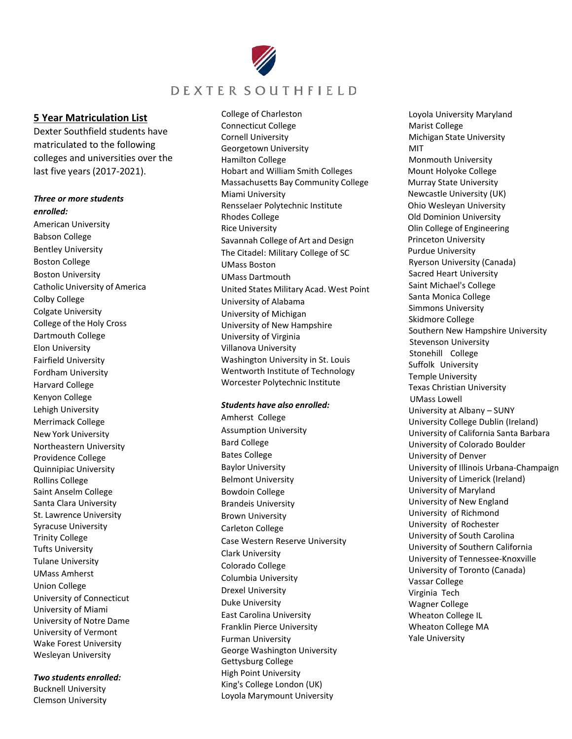DEXTER SOUTHFIELD

## 5 Year Matriculation List

Dexter Southfield students have matriculated to the following colleges and universities over the last five years (2017-2021).

***Three or more students enrolled:***

American University
Babson College
Bentley University
Boston College
Boston University
Catholic University of America
Colby College
Colgate University
College of the Holy Cross
Dartmouth College
Elon University
Fairfield University
Fordham University
Harvard College
Kenyon College
Lehigh University
Merrimack College
New York University
Northeastern University
Providence College
Quinnipiac University
Rollins College
Saint Anselm College
Santa Clara University
St. Lawrence University
Syracuse University
Trinity College
Tufts University
Tulane University
UMass Amherst
Union College
University of Connecticut
University of Miami
University of Notre Dame
University of Vermont
Wake Forest University
Wesleyan University

***Two students enrolled:***

Bucknell University
Clemson University
College of Charleston
Connecticut College
Cornell University
Georgetown University
Hamilton College
Hobart and William Smith Colleges
Massachusetts Bay Community College
Miami University
Rensselaer Polytechnic Institute
Rhodes College
Rice University
Savannah College of Art and Design
The Citadel: Military College of SC
UMass Boston
UMass Dartmouth
United States Military Acad. West Point
University of Alabama
University of Michigan
University of New Hampshire
University of Virginia
Villanova University
Washington University in St. Louis
Wentworth Institute of Technology
Worcester Polytechnic Institute

***Students have also enrolled:***

Amherst College
Assumption University
Bard College
Bates College
Baylor University
Belmont University
Bowdoin College
Brandeis University
Brown University
Carleton College
Case Western Reserve University
Clark University
Colorado College
Columbia University
Drexel University
Duke University
East Carolina University
Franklin Pierce University
Furman University
George Washington University
Gettysburg College
High Point University
King's College London (UK)
Loyola Marymount University
Loyola University Maryland
Marist College
Michigan State University
MIT
Monmouth University
Mount Holyoke College
Murray State University
Newcastle University (UK)
Ohio Wesleyan University
Old Dominion University
Olin College of Engineering
Princeton University
Purdue University
Ryerson University (Canada)
Sacred Heart University
Saint Michael's College
Santa Monica College
Simmons University
Skidmore College
Southern New Hampshire University
Stevenson University
Stonehill College
Suffolk University
Temple University
Texas Christian University
UMass Lowell
University at Albany – SUNY
University College Dublin (Ireland)
University of California Santa Barbara
University of Colorado Boulder
University of Denver
University of Illinois Urbana-Champaign
University of Limerick (Ireland)
University of Maryland
University of New England
University of Richmond
University of Rochester
University of South Carolina
University of Southern California
University of Tennessee-Knoxville
University of Toronto (Canada)
Vassar College
Virginia Tech
Wagner College
Wheaton College IL
Wheaton College MA
Yale University